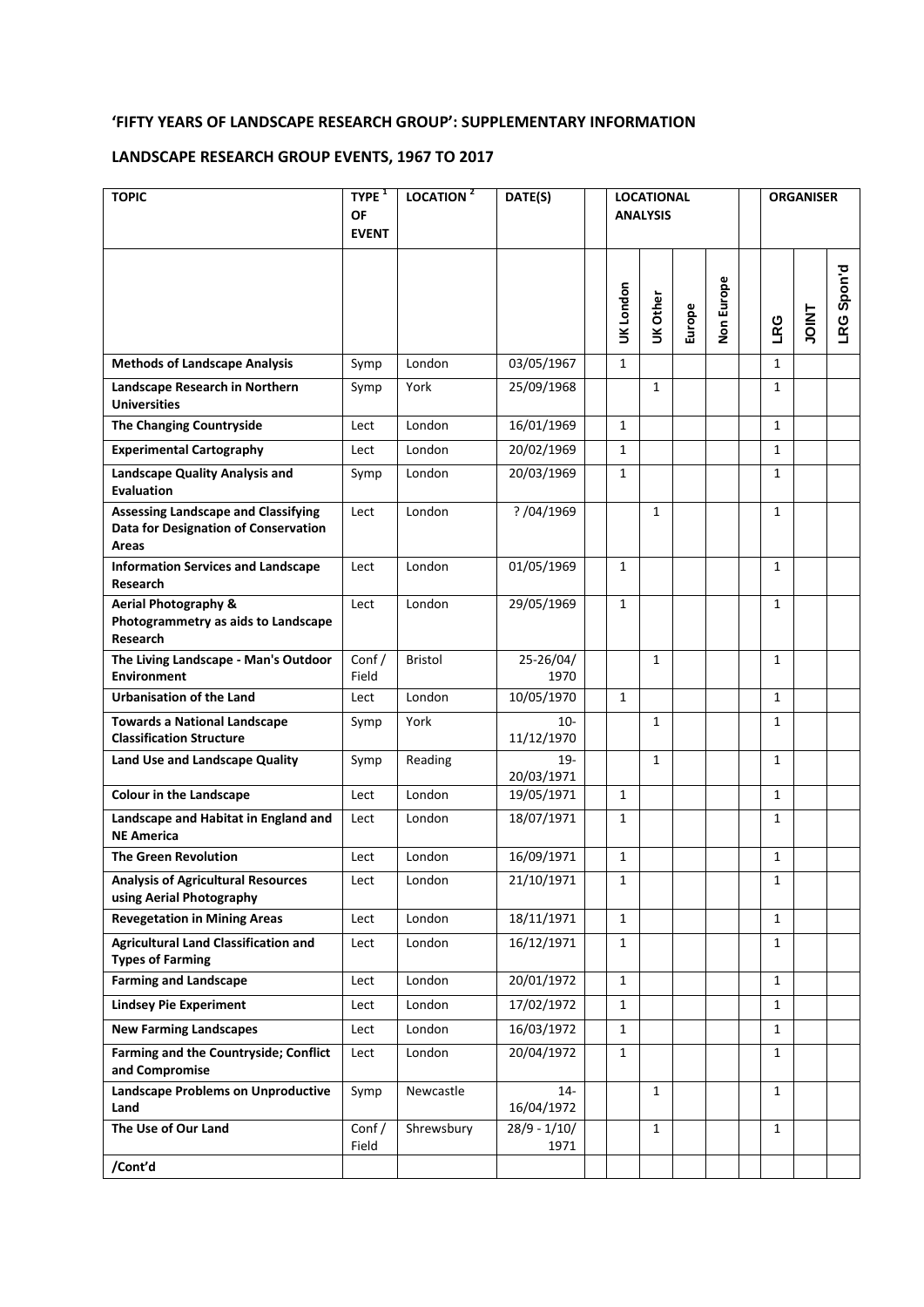## 'FIFTY YEARS OF LANDSCAPE RESEARCH GROUP': SUPPLEMENTARY INFORMATION

## LANDSCAPE RESEARCH GROUP EVENTS, 1967 TO 2017

| TOPIC | TYPE [1] OF EVENT | LOCATION [2] | DATE(S) | | LOCATIONAL ANALYSIS | | | | | ORGANISER | | |
|---|---|---|---|---|---|---|---|---|---|---|---|---|
| | | | | | UK London | UK Other | Europe | Non Europe | | LRG | JOINT | LRG Spon'd |
| **Methods of Landscape Analysis** | Symp | London | 03/05/1967 | | 1 | | | | | 1 | | |
| **Landscape Research in Northern Universities** | Symp | York | 25/09/1968 | | | 1 | | | | 1 | | |
| **The Changing Countryside** | Lect | London | 16/01/1969 | | 1 | | | | | 1 | | |
| **Experimental Cartography** | Lect | London | 20/02/1969 | | 1 | | | | | 1 | | |
| **Landscape Quality Analysis and Evaluation** | Symp | London | 20/03/1969 | | 1 | | | | | 1 | | |
| **Assessing Landscape and Classifying Data for Designation of Conservation Areas** | Lect | London | ? /04/1969 | | | 1 | | | | 1 | | |
| **Information Services and Landscape Research** | Lect | London | 01/05/1969 | | 1 | | | | | 1 | | |
| **Aerial Photography & Photogrammetry as aids to Landscape Research** | Lect | London | 29/05/1969 | | 1 | | | | | 1 | | |
| **The Living Landscape - Man's Outdoor Environment** | Conf / Field | Bristol | 25-26/04/ 1970 | | | 1 | | | | 1 | | |
| **Urbanisation of the Land** | Lect | London | 10/05/1970 | | 1 | | | | | 1 | | |
| **Towards a National Landscape Classification Structure** | Symp | York | 10- 11/12/1970 | | | 1 | | | | 1 | | |
| **Land Use and Landscape Quality** | Symp | Reading | 19- 20/03/1971 | | | 1 | | | | 1 | | |
| **Colour in the Landscape** | Lect | London | 19/05/1971 | | 1 | | | | | 1 | | |
| **Landscape and Habitat in England and NE America** | Lect | London | 18/07/1971 | | 1 | | | | | 1 | | |
| **The Green Revolution** | Lect | London | 16/09/1971 | | 1 | | | | | 1 | | |
| **Analysis of Agricultural Resources using Aerial Photography** | Lect | London | 21/10/1971 | | 1 | | | | | 1 | | |
| **Revegetation in Mining Areas** | Lect | London | 18/11/1971 | | 1 | | | | | 1 | | |
| **Agricultural Land Classification and Types of Farming** | Lect | London | 16/12/1971 | | 1 | | | | | 1 | | |
| **Farming and Landscape** | Lect | London | 20/01/1972 | | 1 | | | | | 1 | | |
| **Lindsey Pie Experiment** | Lect | London | 17/02/1972 | | 1 | | | | | 1 | | |
| **New Farming Landscapes** | Lect | London | 16/03/1972 | | 1 | | | | | 1 | | |
| **Farming and the Countryside; Conflict and Compromise** | Lect | London | 20/04/1972 | | 1 | | | | | 1 | | |
| **Landscape Problems on Unproductive Land** | Symp | Newcastle | 14- 16/04/1972 | | | 1 | | | | 1 | | |
| **The Use of Our Land** | Conf / Field | Shrewsbury | 28/9 - 1/10/ 1971 | | | 1 | | | | 1 | | |
| **/Cont'd** | | | | | | | | | | | | |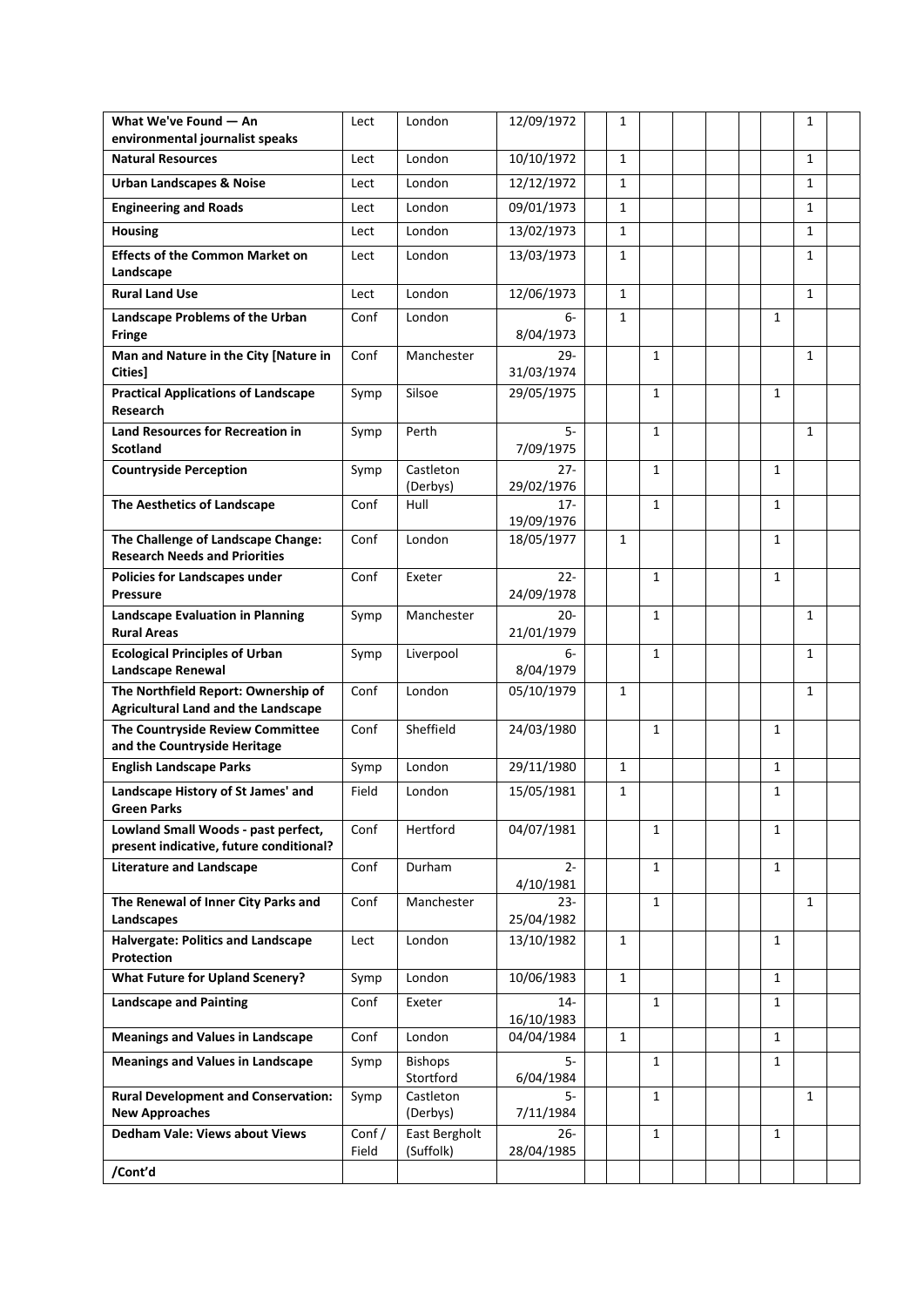| | | | | | | | | | | | | |
|---|---|---|---|---|---|---|---|---|---|---|---|---|
| **What We've Found — An environmental journalist speaks** | Lect | London | 12/09/1972 | | 1 | | | | | | 1 | |
| **Natural Resources** | Lect | London | 10/10/1972 | | 1 | | | | | | 1 | |
| **Urban Landscapes & Noise** | Lect | London | 12/12/1972 | | 1 | | | | | | 1 | |
| **Engineering and Roads** | Lect | London | 09/01/1973 | | 1 | | | | | | 1 | |
| **Housing** | Lect | London | 13/02/1973 | | 1 | | | | | | 1 | |
| **Effects of the Common Market on Landscape** | Lect | London | 13/03/1973 | | 1 | | | | | | 1 | |
| **Rural Land Use** | Lect | London | 12/06/1973 | | 1 | | | | | | 1 | |
| **Landscape Problems of the Urban Fringe** | Conf | London | 6-8/04/1973 | | 1 | | | | | 1 | | |
| **Man and Nature in the City [Nature in Cities]** | Conf | Manchester | 29-31/03/1974 | | | 1 | | | | | 1 | |
| **Practical Applications of Landscape Research** | Symp | Silsoe | 29/05/1975 | | | 1 | | | | 1 | | |
| **Land Resources for Recreation in Scotland** | Symp | Perth | 5-7/09/1975 | | | 1 | | | | | 1 | |
| **Countryside Perception** | Symp | Castleton (Derbys) | 27-29/02/1976 | | | 1 | | | | 1 | | |
| **The Aesthetics of Landscape** | Conf | Hull | 17-19/09/1976 | | | 1 | | | | 1 | | |
| **The Challenge of Landscape Change: Research Needs and Priorities** | Conf | London | 18/05/1977 | | 1 | | | | | 1 | | |
| **Policies for Landscapes under Pressure** | Conf | Exeter | 22-24/09/1978 | | | 1 | | | | 1 | | |
| **Landscape Evaluation in Planning Rural Areas** | Symp | Manchester | 20-21/01/1979 | | | 1 | | | | | 1 | |
| **Ecological Principles of Urban Landscape Renewal** | Symp | Liverpool | 6-8/04/1979 | | | 1 | | | | | 1 | |
| **The Northfield Report: Ownership of Agricultural Land and the Landscape** | Conf | London | 05/10/1979 | | 1 | | | | | | 1 | |
| **The Countryside Review Committee and the Countryside Heritage** | Conf | Sheffield | 24/03/1980 | | | 1 | | | | 1 | | |
| **English Landscape Parks** | Symp | London | 29/11/1980 | | 1 | | | | | 1 | | |
| **Landscape History of St James' and Green Parks** | Field | London | 15/05/1981 | | 1 | | | | | 1 | | |
| **Lowland Small Woods - past perfect, present indicative, future conditional?** | Conf | Hertford | 04/07/1981 | | | 1 | | | | 1 | | |
| **Literature and Landscape** | Conf | Durham | 2-4/10/1981 | | | 1 | | | | 1 | | |
| **The Renewal of Inner City Parks and Landscapes** | Conf | Manchester | 23-25/04/1982 | | | 1 | | | | | 1 | |
| **Halvergate: Politics and Landscape Protection** | Lect | London | 13/10/1982 | | 1 | | | | | 1 | | |
| **What Future for Upland Scenery?** | Symp | London | 10/06/1983 | | 1 | | | | | 1 | | |
| **Landscape and Painting** | Conf | Exeter | 14-16/10/1983 | | | 1 | | | | 1 | | |
| **Meanings and Values in Landscape** | Conf | London | 04/04/1984 | | 1 | | | | | 1 | | |
| **Meanings and Values in Landscape** | Symp | Bishops Stortford | 5-6/04/1984 | | | 1 | | | | 1 | | |
| **Rural Development and Conservation: New Approaches** | Symp | Castleton (Derbys) | 5-7/11/1984 | | | 1 | | | | | 1 | |
| **Dedham Vale: Views about Views** | Conf / Field | East Bergholt (Suffolk) | 26-28/04/1985 | | | 1 | | | | 1 | | |
| **/Cont'd** | | | | | | | | | | | | |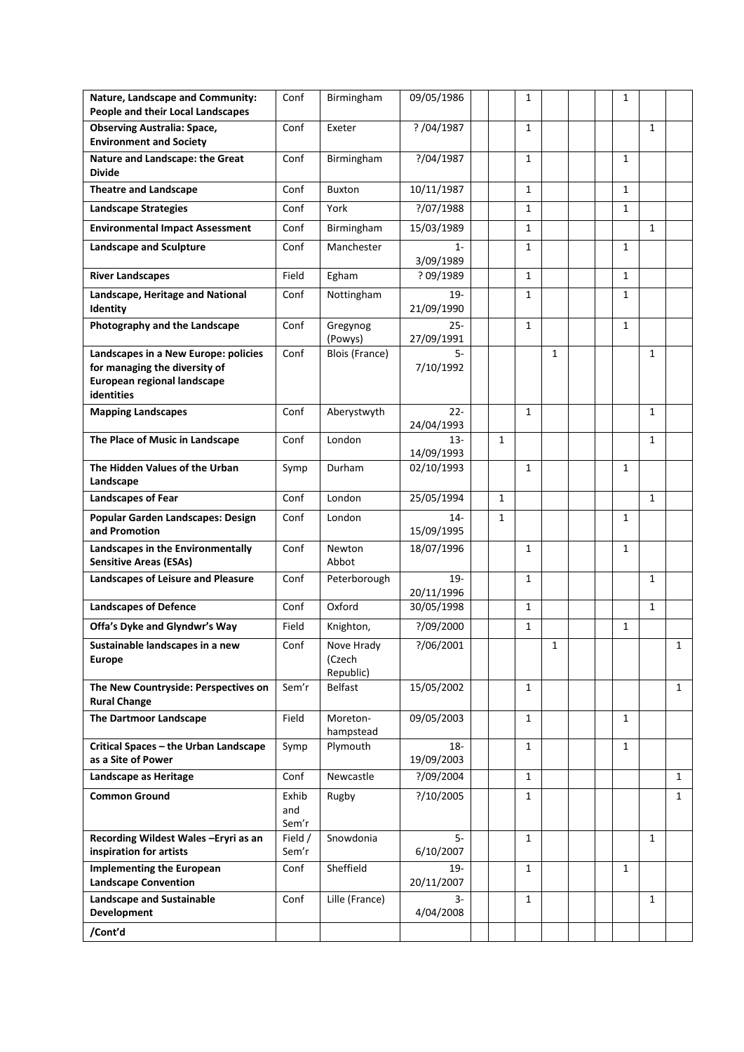| | | | | | | | | | | | | |
|---|---|---|---|---|---|---|---|---|---|---|---|---|
| **Nature, Landscape and Community: People and their Local Landscapes** | Conf | Birmingham | 09/05/1986 | | | 1 | | | | 1 | | |
| **Observing Australia: Space, Environment and Society** | Conf | Exeter | ? /04/1987 | | | 1 | | | | | 1 | |
| **Nature and Landscape: the Great Divide** | Conf | Birmingham | ?/04/1987 | | | 1 | | | | 1 | | |
| **Theatre and Landscape** | Conf | Buxton | 10/11/1987 | | | 1 | | | | 1 | | |
| **Landscape Strategies** | Conf | York | ?/07/1988 | | | 1 | | | | 1 | | |
| **Environmental Impact Assessment** | Conf | Birmingham | 15/03/1989 | | | 1 | | | | | 1 | |
| **Landscape and Sculpture** | Conf | Manchester | 1-3/09/1989 | | | 1 | | | | 1 | | |
| **River Landscapes** | Field | Egham | ? 09/1989 | | | 1 | | | | 1 | | |
| **Landscape, Heritage and National Identity** | Conf | Nottingham | 19-21/09/1990 | | | 1 | | | | 1 | | |
| **Photography and the Landscape** | Conf | Gregynog (Powys) | 25-27/09/1991 | | | 1 | | | | 1 | | |
| **Landscapes in a New Europe: policies for managing the diversity of European regional landscape identities** | Conf | Blois (France) | 5-7/10/1992 | | | | 1 | | | | 1 | |
| **Mapping Landscapes** | Conf | Aberystwyth | 22-24/04/1993 | | | 1 | | | | | 1 | |
| **The Place of Music in Landscape** | Conf | London | 13-14/09/1993 | | 1 | | | | | | 1 | |
| **The Hidden Values of the Urban Landscape** | Symp | Durham | 02/10/1993 | | | 1 | | | | 1 | | |
| **Landscapes of Fear** | Conf | London | 25/05/1994 | | 1 | | | | | | 1 | |
| **Popular Garden Landscapes: Design and Promotion** | Conf | London | 14-15/09/1995 | | 1 | | | | | 1 | | |
| **Landscapes in the Environmentally Sensitive Areas (ESAs)** | Conf | Newton Abbot | 18/07/1996 | | | 1 | | | | 1 | | |
| **Landscapes of Leisure and Pleasure** | Conf | Peterborough | 19-20/11/1996 | | | 1 | | | | | 1 | |
| **Landscapes of Defence** | Conf | Oxford | 30/05/1998 | | | 1 | | | | | 1 | |
| **Offa's Dyke and Glyndwr's Way** | Field | Knighton, | ?/09/2000 | | | 1 | | | | 1 | | |
| **Sustainable landscapes in a new Europe** | Conf | Nove Hrady (Czech Republic) | ?/06/2001 | | | | 1 | | | | | 1 |
| **The New Countryside: Perspectives on Rural Change** | Sem'r | Belfast | 15/05/2002 | | | 1 | | | | | | 1 |
| **The Dartmoor Landscape** | Field | Moreton-hampstead | 09/05/2003 | | | 1 | | | | 1 | | |
| **Critical Spaces – the Urban Landscape as a Site of Power** | Symp | Plymouth | 18-19/09/2003 | | | 1 | | | | 1 | | |
| **Landscape as Heritage** | Conf | Newcastle | ?/09/2004 | | | 1 | | | | | | 1 |
| **Common Ground** | Exhib and Sem'r | Rugby | ?/10/2005 | | | 1 | | | | | | 1 |
| **Recording Wildest Wales –Eryri as an inspiration for artists** | Field / Sem'r | Snowdonia | 5-6/10/2007 | | | 1 | | | | | 1 | |
| **Implementing the European Landscape Convention** | Conf | Sheffield | 19-20/11/2007 | | | 1 | | | | 1 | | |
| **Landscape and Sustainable Development** | Conf | Lille (France) | 3-4/04/2008 | | | 1 | | | | | 1 | |
| **/Cont'd** | | | | | | | | | | | | |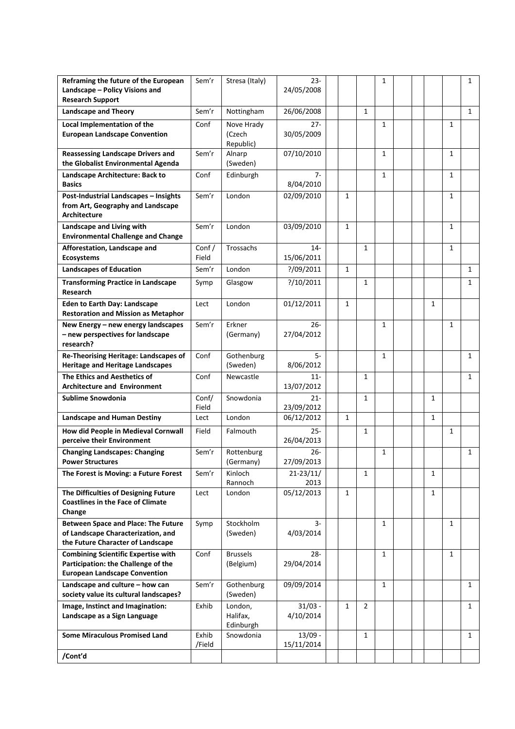| | | | | | | | | | | | | |
|---|---|---|---|---|---|---|---|---|---|---|---|---|
| **Reframing the future of the European Landscape – Policy Visions and Research Support** | Sem'r | Stresa (Italy) | 23-24/05/2008 | | | | 1 | | | | | 1 |
| **Landscape and Theory** | Sem'r | Nottingham | 26/06/2008 | | | 1 | | | | | | 1 |
| **Local Implementation of the European Landscape Convention** | Conf | Nove Hrady (Czech Republic) | 27-30/05/2009 | | | | 1 | | | | 1 | |
| **Reassessing Landscape Drivers and the Globalist Environmental Agenda** | Sem'r | Alnarp (Sweden) | 07/10/2010 | | | | 1 | | | | 1 | |
| **Landscape Architecture: Back to Basics** | Conf | Edinburgh | 7-8/04/2010 | | | | 1 | | | | 1 | |
| **Post-Industrial Landscapes – Insights from Art, Geography and Landscape Architecture** | Sem'r | London | 02/09/2010 | | 1 | | | | | | 1 | |
| **Landscape and Living with Environmental Challenge and Change** | Sem'r | London | 03/09/2010 | | 1 | | | | | | 1 | |
| **Afforestation, Landscape and Ecosystems** | Conf / Field | Trossachs | 14-15/06/2011 | | | 1 | | | | | 1 | |
| **Landscapes of Education** | Sem'r | London | ?/09/2011 | | 1 | | | | | | | 1 |
| **Transforming Practice in Landscape Research** | Symp | Glasgow | ?/10/2011 | | | 1 | | | | | | 1 |
| **Eden to Earth Day: Landscape Restoration and Mission as Metaphor** | Lect | London | 01/12/2011 | | 1 | | | | | 1 | | |
| **New Energy – new energy landscapes – new perspectives for landscape research?** | Sem'r | Erkner (Germany) | 26-27/04/2012 | | | | 1 | | | | 1 | |
| **Re-Theorising Heritage: Landscapes of Heritage and Heritage Landscapes** | Conf | Gothenburg (Sweden) | 5-8/06/2012 | | | | 1 | | | | | 1 |
| **The Ethics and Aesthetics of Architecture and Environment** | Conf | Newcastle | 11-13/07/2012 | | | 1 | | | | | | 1 |
| **Sublime Snowdonia** | Conf/ Field | Snowdonia | 21-23/09/2012 | | | 1 | | | | 1 | | |
| **Landscape and Human Destiny** | Lect | London | 06/12/2012 | | 1 | | | | | 1 | | |
| **How did People in Medieval Cornwall perceive their Environment** | Field | Falmouth | 25-26/04/2013 | | | 1 | | | | | 1 | |
| **Changing Landscapes: Changing Power Structures** | Sem'r | Rottenburg (Germany) | 26-27/09/2013 | | | | 1 | | | | | 1 |
| **The Forest is Moving: a Future Forest** | Sem'r | Kinloch Rannoch | 21-23/11/2013 | | | 1 | | | | 1 | | |
| **The Difficulties of Designing Future Coastlines in the Face of Climate Change** | Lect | London | 05/12/2013 | | 1 | | | | | 1 | | |
| **Between Space and Place: The Future of Landscape Characterization, and the Future Character of Landscape** | Symp | Stockholm (Sweden) | 3-4/03/2014 | | | | 1 | | | | 1 | |
| **Combining Scientific Expertise with Participation: the Challenge of the European Landscape Convention** | Conf | Brussels (Belgium) | 28-29/04/2014 | | | | 1 | | | | 1 | |
| **Landscape and culture – how can society value its cultural landscapes?** | Sem'r | Gothenburg (Sweden) | 09/09/2014 | | | | 1 | | | | | 1 |
| **Image, Instinct and Imagination: Landscape as a Sign Language** | Exhib | London, Halifax, Edinburgh | 31/03 - 4/10/2014 | | 1 | 2 | | | | | | 1 |
| **Some Miraculous Promised Land** | Exhib /Field | Snowdonia | 13/09 - 15/11/2014 | | | 1 | | | | | | 1 |
| **/Cont'd** | | | | | | | | | | | | |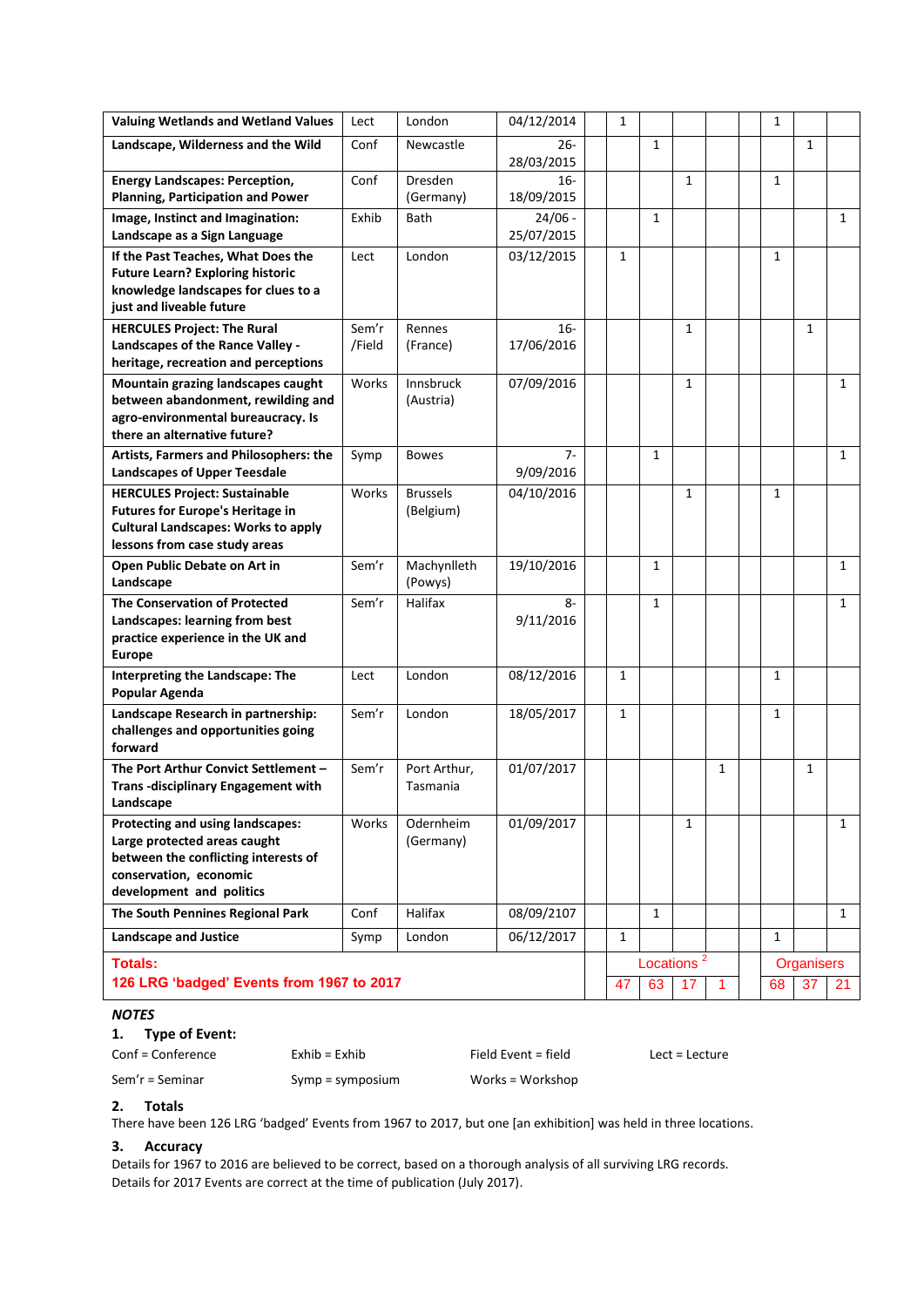| | | | | | | | | | | | | |
|---|---|---|---|---|---|---|---|---|---|---|---|---|
| **Valuing Wetlands and Wetland Values** | Lect | London | 04/12/2014 | | 1 | | | | | 1 | | |
| **Landscape, Wilderness and the Wild** | Conf | Newcastle | 26-28/03/2015 | | | 1 | | | | | 1 | |
| **Energy Landscapes: Perception, Planning, Participation and Power** | Conf | Dresden (Germany) | 16-18/09/2015 | | | | 1 | | | 1 | | |
| **Image, Instinct and Imagination: Landscape as a Sign Language** | Exhib | Bath | 24/06 - 25/07/2015 | | | 1 | | | | | | 1 |
| **If the Past Teaches, What Does the Future Learn? Exploring historic knowledge landscapes for clues to a just and liveable future** | Lect | London | 03/12/2015 | | 1 | | | | | 1 | | |
| **HERCULES Project: The Rural Landscapes of the Rance Valley - heritage, recreation and perceptions** | Sem'r /Field | Rennes (France) | 16-17/06/2016 | | | | 1 | | | | 1 | |
| **Mountain grazing landscapes caught between abandonment, rewilding and agro-environmental bureaucracy. Is there an alternative future?** | Works | Innsbruck (Austria) | 07/09/2016 | | | | 1 | | | | | 1 |
| **Artists, Farmers and Philosophers: the Landscapes of Upper Teesdale** | Symp | Bowes | 7-9/09/2016 | | | 1 | | | | | | 1 |
| **HERCULES Project: Sustainable Futures for Europe's Heritage in Cultural Landscapes: Works to apply lessons from case study areas** | Works | Brussels (Belgium) | 04/10/2016 | | | | 1 | | | 1 | | |
| **Open Public Debate on Art in Landscape** | Sem'r | Machynlleth (Powys) | 19/10/2016 | | | 1 | | | | | | 1 |
| **The Conservation of Protected Landscapes: learning from best practice experience in the UK and Europe** | Sem'r | Halifax | 8-9/11/2016 | | | 1 | | | | | | 1 |
| **Interpreting the Landscape: The Popular Agenda** | Lect | London | 08/12/2016 | | 1 | | | | | 1 | | |
| **Landscape Research in partnership: challenges and opportunities going forward** | Sem'r | London | 18/05/2017 | | 1 | | | | | 1 | | |
| **The Port Arthur Convict Settlement – Trans -disciplinary Engagement with Landscape** | Sem'r | Port Arthur, Tasmania | 01/07/2017 | | | | | 1 | | | 1 | |
| **Protecting and using landscapes: Large protected areas caught between the conflicting interests of conservation, economic development and politics** | Works | Odernheim (Germany) | 01/09/2017 | | | | 1 | | | | | 1 |
| **The South Pennines Regional Park** | Conf | Halifax | 08/09/2107 | | | 1 | | | | | | 1 |
| **Landscape and Justice** | Symp | London | 06/12/2017 | | 1 | | | | | 1 | | |
| **Totals:** | | | | | Locations [2] | | | | | Organisers | | |
| **126 LRG 'badged' Events from 1967 to 2017** | | | | | 47 | 63 | 17 | 1 | | 68 | 37 | 21 |

***NOTES***

**1. Type of Event:**

Conf = Conference | Exhib = Exhib | Field Event = field | Lect = Lecture

Sem'r = Seminar | Symp = symposium | Works = Workshop

**2. Totals**

There have been 126 LRG 'badged' Events from 1967 to 2017, but one [an exhibition] was held in three locations.

**3. Accuracy**

Details for 1967 to 2016 are believed to be correct, based on a thorough analysis of all surviving LRG records.
Details for 2017 Events are correct at the time of publication (July 2017).